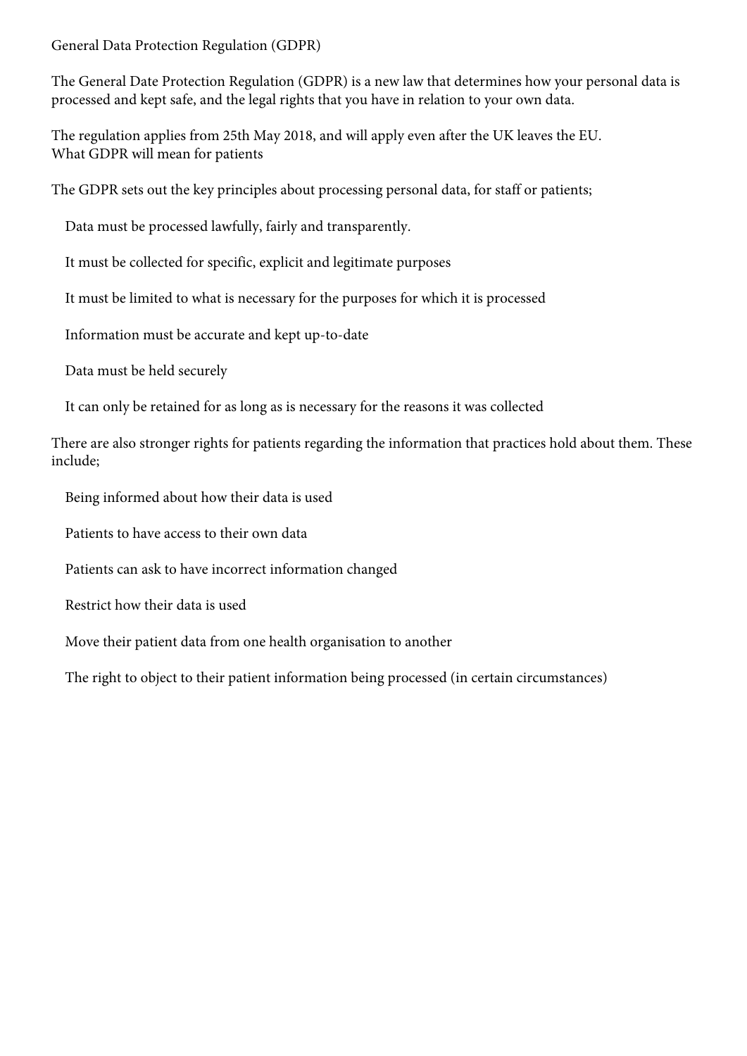# General Data Protection Regulation (GDPR)

The General Date Protection Regulation (GDPR) is a new law that determines how your personal data is processed and kept safe, and the legal rights that you have in relation to your own data.

The regulation applies from 25th May 2018, and will apply even after the UK leaves the EU.

## What GDPR will mean for patients

The GDPR sets out the key principles about processing personal data, for staff or patients;

- Data must be processed lawfully, fairly and transparently.
- It must be collected for specific, explicit and legitimate purposes
- It must be limited to what is necessary for the purposes for which it is processed
- Information must be accurate and kept up-to-date
- Data must be held securely
- It can only be retained for as long as is necessary for the reasons it was collected

There are also stronger rights for patients regarding the information that practices hold about them. These include;

- Being informed about how their data is used
- Patients to have access to their own data
- Patients can ask to have incorrect information changed
- Restrict how their data is used
- Move their patient data from one health organisation to another
- The right to object to their patient information being processed (in certain circumstances)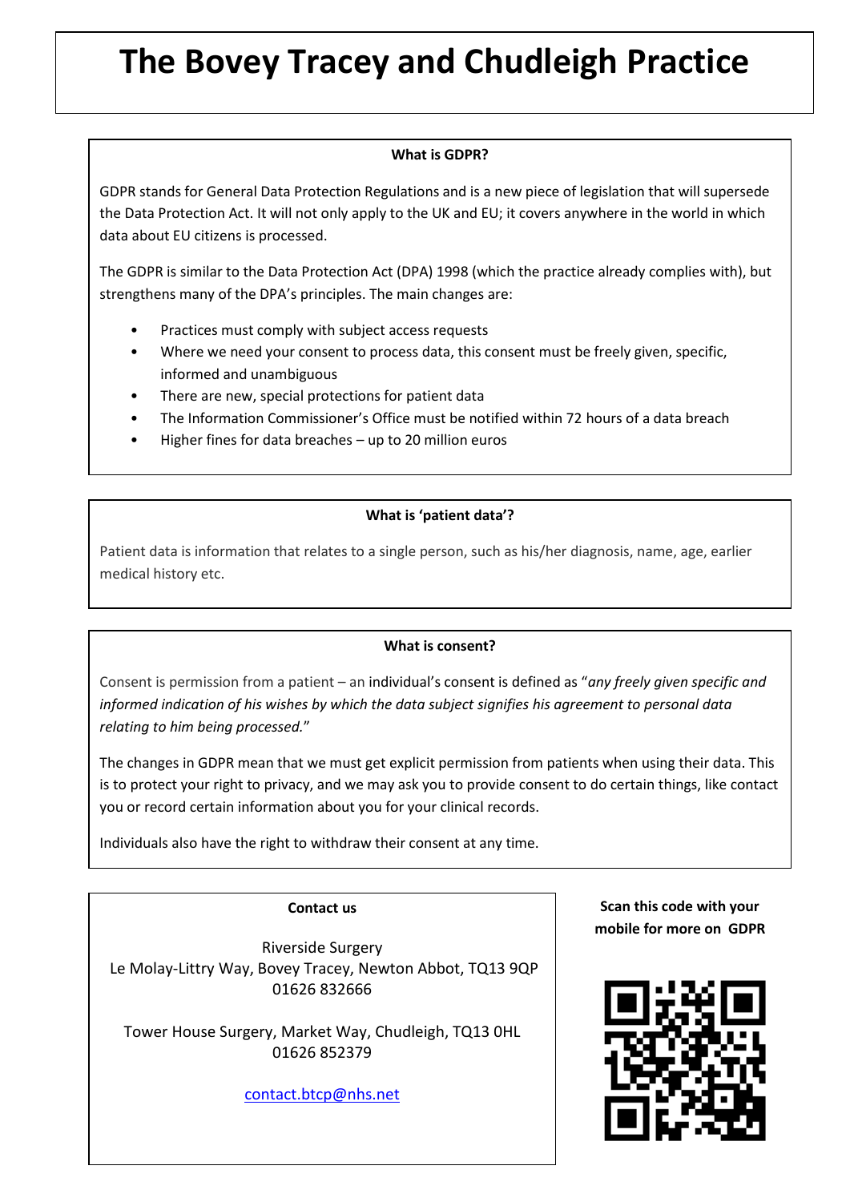# The Bovey Tracey and Chudleigh Practice

### What is GDPR?

GDPR stands for General Data Protection Regulations and is a new piece of legislation that will supersede the Data Protection Act. It will not only apply to the UK and EU; it covers anywhere in the world in which data about EU citizens is processed.

The GDPR is similar to the Data Protection Act (DPA) 1998 (which the practice already complies with), but strengthens many of the DPA's principles. The main changes are:

- Practices must comply with subject access requests
- Where we need your consent to process data, this consent must be freely given, specific, informed and unambiguous
- There are new, special protections for patient data
- The Information Commissioner's Office must be notified within 72 hours of a data breach
- Higher fines for data breaches – up to 20 million euros

### What is 'patient data'?

Patient data is information that relates to a single person, such as his/her diagnosis, name, age, earlier medical history etc.

### What is consent?

Consent is permission from a patient – an individual's consent is defined as "*any freely given specific and informed indication of his wishes by which the data subject signifies his agreement to personal data relating to him being processed.*"

The changes in GDPR mean that we must get explicit permission from patients when using their data. This is to protect your right to privacy, and we may ask you to provide consent to do certain things, like contact you or record certain information about you for your clinical records.

Individuals also have the right to withdraw their consent at any time.

### Contact us

Riverside Surgery
Le Molay-Littry Way, Bovey Tracey, Newton Abbot, TQ13 9QP
01626 832666

Tower House Surgery, Market Way, Chudleigh, TQ13 0HL
01626 852379

contact.btcp@nhs.net

**Scan this code with your mobile for more on GDPR**